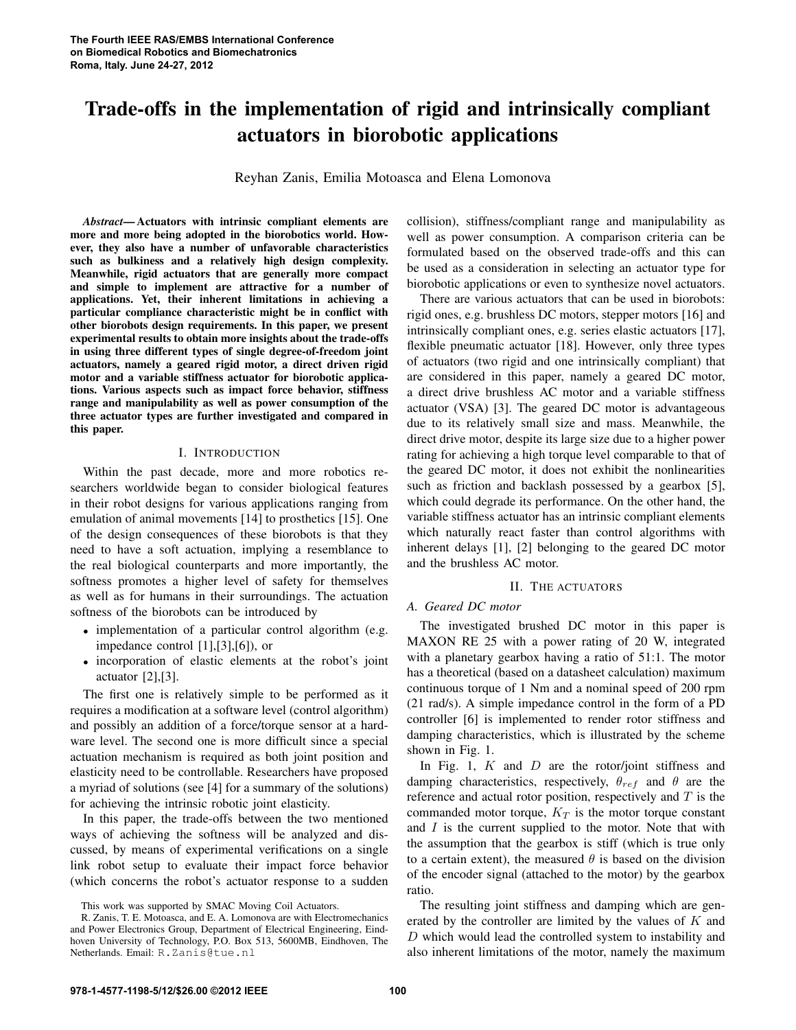# Trade-offs in the implementation of rigid and intrinsically compliant actuators in biorobotic applications

Reyhan Zanis, Emilia Motoasca and Elena Lomonova

***Abstract*— Actuators with intrinsic compliant elements are more and more being adopted in the biorobotics world. However, they also have a number of unfavorable characteristics such as bulkiness and a relatively high design complexity. Meanwhile, rigid actuators that are generally more compact and simple to implement are attractive for a number of applications. Yet, their inherent limitations in achieving a particular compliance characteristic might be in conflict with other biorobots design requirements. In this paper, we present experimental results to obtain more insights about the trade-offs in using three different types of single degree-of-freedom joint actuators, namely a geared rigid motor, a direct driven rigid motor and a variable stiffness actuator for biorobotic applications. Various aspects such as impact force behavior, stiffness range and manipulability as well as power consumption of the three actuator types are further investigated and compared in this paper.**

## I. Introduction

Within the past decade, more and more robotics researchers worldwide began to consider biological features in their robot designs for various applications ranging from emulation of animal movements [14] to prosthetics [15]. One of the design consequences of these biorobots is that they need to have a soft actuation, implying a resemblance to the real biological counterparts and more importantly, the softness promotes a higher level of safety for themselves as well as for humans in their surroundings. The actuation softness of the biorobots can be introduced by

- implementation of a particular control algorithm (e.g. impedance control [1],[3],[6]), or
- incorporation of elastic elements at the robot's joint actuator [2],[3].

The first one is relatively simple to be performed as it requires a modification at a software level (control algorithm) and possibly an addition of a force/torque sensor at a hardware level. The second one is more difficult since a special actuation mechanism is required as both joint position and elasticity need to be controllable. Researchers have proposed a myriad of solutions (see [4] for a summary of the solutions) for achieving the intrinsic robotic joint elasticity.

In this paper, the trade-offs between the two mentioned ways of achieving the softness will be analyzed and discussed, by means of experimental verifications on a single link robot setup to evaluate their impact force behavior (which concerns the robot's actuator response to a sudden collision), stiffness/compliant range and manipulability as well as power consumption. A comparison criteria can be formulated based on the observed trade-offs and this can be used as a consideration in selecting an actuator type for biorobotic applications or even to synthesize novel actuators.

There are various actuators that can be used in biorobots: rigid ones, e.g. brushless DC motors, stepper motors [16] and intrinsically compliant ones, e.g. series elastic actuators [17], flexible pneumatic actuator [18]. However, only three types of actuators (two rigid and one intrinsically compliant) that are considered in this paper, namely a geared DC motor, a direct drive brushless AC motor and a variable stiffness actuator (VSA) [3]. The geared DC motor is advantageous due to its relatively small size and mass. Meanwhile, the direct drive motor, despite its large size due to a higher power rating for achieving a high torque level comparable to that of the geared DC motor, it does not exhibit the nonlinearities such as friction and backlash possessed by a gearbox [5], which could degrade its performance. On the other hand, the variable stiffness actuator has an intrinsic compliant elements which naturally react faster than control algorithms with inherent delays [1], [2] belonging to the geared DC motor and the brushless AC motor.

## II. The actuators

### A. Geared DC motor

The investigated brushed DC motor in this paper is MAXON RE 25 with a power rating of 20 W, integrated with a planetary gearbox having a ratio of 51:1. The motor has a theoretical (based on a datasheet calculation) maximum continuous torque of 1 Nm and a nominal speed of 200 rpm (21 rad/s). A simple impedance control in the form of a PD controller [6] is implemented to render rotor stiffness and damping characteristics, which is illustrated by the scheme shown in Fig. 1.

In Fig. 1, $K$ and $D$ are the rotor/joint stiffness and damping characteristics, respectively, $\theta_{ref}$ and $\theta$ are the reference and actual rotor position, respectively and $T$ is the commanded motor torque, $K_T$ is the motor torque constant and $I$ is the current supplied to the motor. Note that with the assumption that the gearbox is stiff (which is true only to a certain extent), the measured $\theta$ is based on the division of the encoder signal (attached to the motor) by the gearbox ratio.

The resulting joint stiffness and damping which are generated by the controller are limited by the values of $K$ and $D$ which would lead the controlled system to instability and also inherent limitations of the motor, namely the maximum

This work was supported by SMAC Moving Coil Actuators.

R. Zanis, T. E. Motoasca, and E. A. Lomonova are with Electromechanics and Power Electronics Group, Department of Electrical Engineering, Eindhoven University of Technology, P.O. Box 513, 5600MB, Eindhoven, The Netherlands. Email: R.Zanis@tue.nl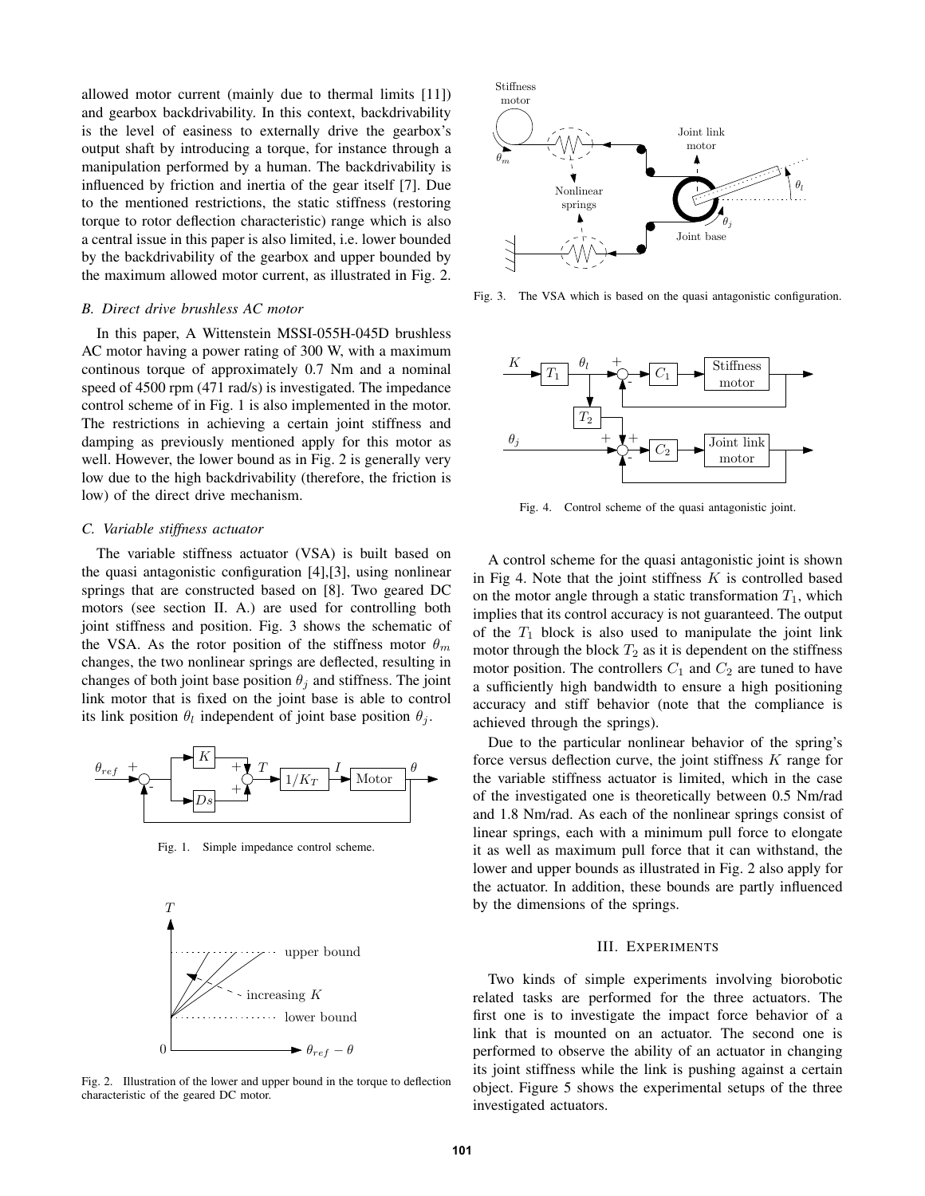allowed motor current (mainly due to thermal limits [11]) and gearbox backdrivability. In this context, backdrivability is the level of easiness to externally drive the gearbox's output shaft by introducing a torque, for instance through a manipulation performed by a human. The backdrivability is influenced by friction and inertia of the gear itself [7]. Due to the mentioned restrictions, the static stiffness (restoring torque to rotor deflection characteristic) range which is also a central issue in this paper is also limited, i.e. lower bounded by the backdrivability of the gearbox and upper bounded by the maximum allowed motor current, as illustrated in Fig. 2.

### *B. Direct drive brushless AC motor*

In this paper, A Wittenstein MSSI-055H-045D brushless AC motor having a power rating of 300 W, with a maximum continous torque of approximately 0.7 Nm and a nominal speed of 4500 rpm (471 rad/s) is investigated. The impedance control scheme of in Fig. 1 is also implemented in the motor. The restrictions in achieving a certain joint stiffness and damping as previously mentioned apply for this motor as well. However, the lower bound as in Fig. 2 is generally very low due to the high backdrivability (therefore, the friction is low) of the direct drive mechanism.

### *C. Variable stiffness actuator*

The variable stiffness actuator (VSA) is built based on the quasi antagonistic configuration [4],[3], using nonlinear springs that are constructed based on [8]. Two geared DC motors (see section II. A.) are used for controlling both joint stiffness and position. Fig. 3 shows the schematic of the VSA. As the rotor position of the stiffness motor $\theta_m$ changes, the two nonlinear springs are deflected, resulting in changes of both joint base position $\theta_j$ and stiffness. The joint link motor that is fixed on the joint base is able to control its link position $\theta_l$ independent of joint base position $\theta_j$.

Fig. 1. Simple impedance control scheme.

Fig. 2. Illustration of the lower and upper bound in the torque to deflection characteristic of the geared DC motor.

Fig. 3. The VSA which is based on the quasi antagonistic configuration.

Fig. 4. Control scheme of the quasi antagonistic joint.

A control scheme for the quasi antagonistic joint is shown in Fig 4. Note that the joint stiffness $K$ is controlled based on the motor angle through a static transformation $T_1$, which implies that its control accuracy is not guaranteed. The output of the $T_1$ block is also used to manipulate the joint link motor through the block $T_2$ as it is dependent on the stiffness motor position. The controllers $C_1$ and $C_2$ are tuned to have a sufficiently high bandwidth to ensure a high positioning accuracy and stiff behavior (note that the compliance is achieved through the springs).

Due to the particular nonlinear behavior of the spring's force versus deflection curve, the joint stiffness $K$ range for the variable stiffness actuator is limited, which in the case of the investigated one is theoretically between 0.5 Nm/rad and 1.8 Nm/rad. As each of the nonlinear springs consist of linear springs, each with a minimum pull force to elongate it as well as maximum pull force that it can withstand, the lower and upper bounds as illustrated in Fig. 2 also apply for the actuator. In addition, these bounds are partly influenced by the dimensions of the springs.

## III. Experiments

Two kinds of simple experiments involving biorobotic related tasks are performed for the three actuators. The first one is to investigate the impact force behavior of a link that is mounted on an actuator. The second one is performed to observe the ability of an actuator in changing its joint stiffness while the link is pushing against a certain object. Figure 5 shows the experimental setups of the three investigated actuators.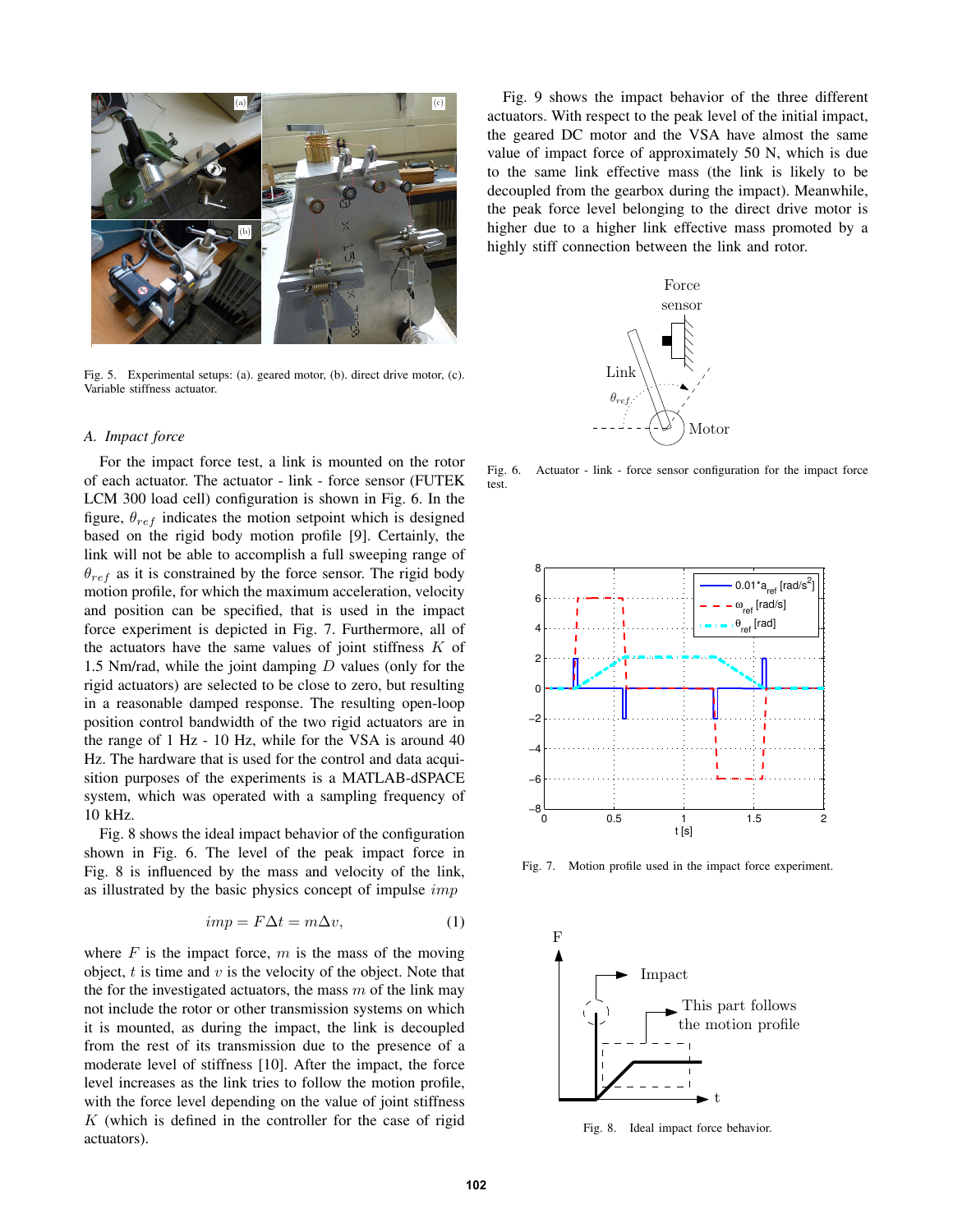Fig. 5. Experimental setups: (a). geared motor, (b). direct drive motor, (c). Variable stiffness actuator.

### A. Impact force

For the impact force test, a link is mounted on the rotor of each actuator. The actuator - link - force sensor (FUTEK LCM 300 load cell) configuration is shown in Fig. 6. In the figure, $\theta_{ref}$ indicates the motion setpoint which is designed based on the rigid body motion profile [9]. Certainly, the link will not be able to accomplish a full sweeping range of $\theta_{ref}$ as it is constrained by the force sensor. The rigid body motion profile, for which the maximum acceleration, velocity and position can be specified, that is used in the impact force experiment is depicted in Fig. 7. Furthermore, all of the actuators have the same values of joint stiffness $K$ of 1.5 Nm/rad, while the joint damping $D$ values (only for the rigid actuators) are selected to be close to zero, but resulting in a reasonable damped response. The resulting open-loop position control bandwidth of the two rigid actuators are in the range of 1 Hz - 10 Hz, while for the VSA is around 40 Hz. The hardware that is used for the control and data acquisition purposes of the experiments is a MATLAB-dSPACE system, which was operated with a sampling frequency of 10 kHz.

Fig. 8 shows the ideal impact behavior of the configuration shown in Fig. 6. The level of the peak impact force in Fig. 8 is influenced by the mass and velocity of the link, as illustrated by the basic physics concept of impulse $imp$

$$imp = F\Delta t = m\Delta v, \tag{1}$$

where $F$ is the impact force, $m$ is the mass of the moving object, $t$ is time and $v$ is the velocity of the object. Note that the for the investigated actuators, the mass $m$ of the link may not include the rotor or other transmission systems on which it is mounted, as during the impact, the link is decoupled from the rest of its transmission due to the presence of a moderate level of stiffness [10]. After the impact, the force level increases as the link tries to follow the motion profile, with the force level depending on the value of joint stiffness $K$ (which is defined in the controller for the case of rigid actuators).

Fig. 9 shows the impact behavior of the three different actuators. With respect to the peak level of the initial impact, the geared DC motor and the VSA have almost the same value of impact force of approximately 50 N, which is due to the same link effective mass (the link is likely to be decoupled from the gearbox during the impact). Meanwhile, the peak force level belonging to the direct drive motor is higher due to a higher link effective mass promoted by a highly stiff connection between the link and rotor.

Fig. 6. Actuator - link - force sensor configuration for the impact force test.

Fig. 7. Motion profile used in the impact force experiment.

Fig. 8. Ideal impact force behavior.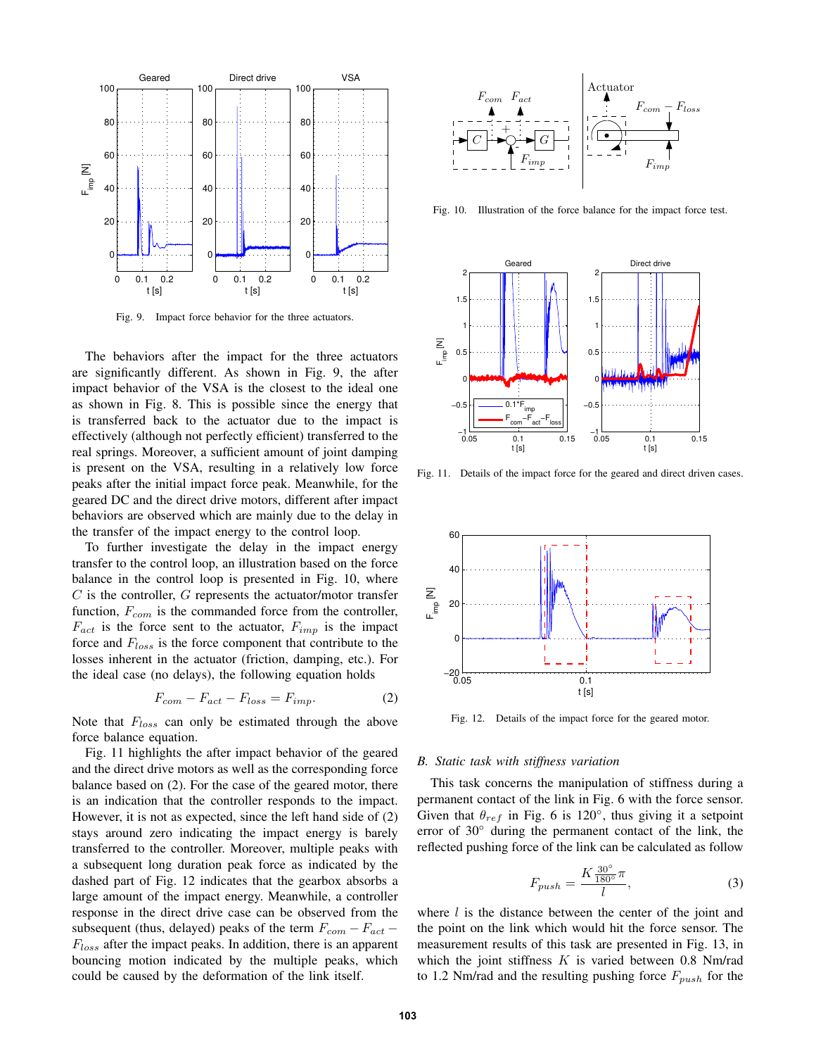Fig. 9. Impact force behavior for the three actuators.

The behaviors after the impact for the three actuators are significantly different. As shown in Fig. 9, the after impact behavior of the VSA is the closest to the ideal one as shown in Fig. 8. This is possible since the energy that is transferred back to the actuator due to the impact is effectively (although not perfectly efficient) transferred to the real springs. Moreover, a sufficient amount of joint damping is present on the VSA, resulting in a relatively low force peaks after the initial impact force peak. Meanwhile, for the geared DC and the direct drive motors, different after impact behaviors are observed which are mainly due to the delay in the transfer of the impact energy to the control loop.

To further investigate the delay in the impact energy transfer to the control loop, an illustration based on the force balance in the control loop is presented in Fig. 10, where $C$ is the controller, $G$ represents the actuator/motor transfer function, $F_{com}$ is the commanded force from the controller, $F_{act}$ is the force sent to the actuator, $F_{imp}$ is the impact force and $F_{loss}$ is the force component that contribute to the losses inherent in the actuator (friction, damping, etc.). For the ideal case (no delays), the following equation holds

$$F_{com} - F_{act} - F_{loss} = F_{imp}. \tag{2}$$

Note that $F_{loss}$ can only be estimated through the above force balance equation.

Fig. 11 highlights the after impact behavior of the geared and the direct drive motors as well as the corresponding force balance based on (2). For the case of the geared motor, there is an indication that the controller responds to the impact. However, it is not as expected, since the left hand side of (2) stays around zero indicating the impact energy is barely transferred to the controller. Moreover, multiple peaks with a subsequent long duration peak force as indicated by the dashed part of Fig. 12 indicates that the gearbox absorbs a large amount of the impact energy. Meanwhile, a controller response in the direct drive case can be observed from the subsequent (thus, delayed) peaks of the term $F_{com} - F_{act} - F_{loss}$ after the impact peaks. In addition, there is an apparent bouncing motion indicated by the multiple peaks, which could be caused by the deformation of the link itself.

Fig. 10. Illustration of the force balance for the impact force test.

Fig. 11. Details of the impact force for the geared and direct driven cases.

Fig. 12. Details of the impact force for the geared motor.

### B. Static task with stiffness variation

This task concerns the manipulation of stiffness during a permanent contact of the link in Fig. 6 with the force sensor. Given that $\theta_{ref}$ in Fig. 6 is 120°, thus giving it a setpoint error of 30° during the permanent contact of the link, the reflected pushing force of the link can be calculated as follow

$$F_{push} = \frac{K \frac{30^\circ}{180^\circ}\pi}{l}, \tag{3}$$

where $l$ is the distance between the center of the joint and the point on the link which would hit the force sensor. The measurement results of this task are presented in Fig. 13, in which the joint stiffness $K$ is varied between 0.8 Nm/rad to 1.2 Nm/rad and the resulting pushing force $F_{push}$ for the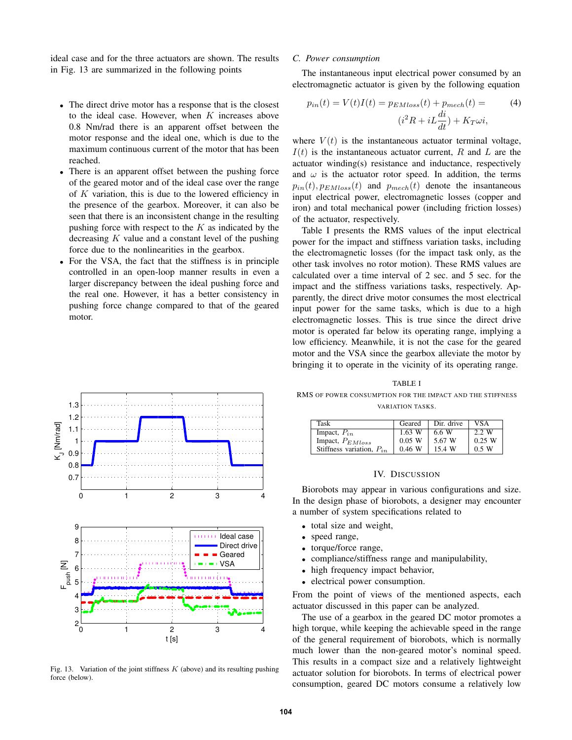ideal case and for the three actuators are shown. The results in Fig. 13 are summarized in the following points

- The direct drive motor has a response that is the closest to the ideal case. However, when $K$ increases above 0.8 Nm/rad there is an apparent offset between the motor response and the ideal one, which is due to the maximum continuous current of the motor that has been reached.
- There is an apparent offset between the pushing force of the geared motor and of the ideal case over the range of $K$ variation, this is due to the lowered efficiency in the presence of the gearbox. Moreover, it can also be seen that there is an inconsistent change in the resulting pushing force with respect to the $K$ as indicated by the decreasing $K$ value and a constant level of the pushing force due to the nonlinearities in the gearbox.
- For the VSA, the fact that the stiffness is in principle controlled in an open-loop manner results in even a larger discrepancy between the ideal pushing force and the real one. However, it has a better consistency in pushing force change compared to that of the geared motor.

Fig. 13. Variation of the joint stiffness $K$ (above) and its resulting pushing force (below).

### C. Power consumption

The instantaneous input electrical power consumed by an electromagnetic actuator is given by the following equation

$$p_{in}(t) = V(t)I(t) = p_{EMloss}(t) + p_{mech}(t) = (i^2R + iL\frac{di}{dt}) + K_T\omega i, \quad (4)$$

where $V(t)$ is the instantaneous actuator terminal voltage, $I(t)$ is the instantaneous actuator current, $R$ and $L$ are the actuator winding(s) resistance and inductance, respectively and $\omega$ is the actuator rotor speed. In addition, the terms $p_{in}(t), p_{EMloss}(t)$ and $p_{mech}(t)$ denote the insantaneous input electrical power, electromagnetic losses (copper and iron) and total mechanical power (including friction losses) of the actuator, respectively.

Table I presents the RMS values of the input electrical power for the impact and stiffness variation tasks, including the electromagnetic losses (for the impact task only, as the other task involves no rotor motion). These RMS values are calculated over a time interval of 2 sec. and 5 sec. for the impact and the stiffness variations tasks, respectively. Apparently, the direct drive motor consumes the most electrical input power for the same tasks, which is due to a high electromagnetic losses. This is true since the direct drive motor is operated far below its operating range, implying a low efficiency. Meanwhile, it is not the case for the geared motor and the VSA since the gearbox alleviate the motor by bringing it to operate in the vicinity of its operating range.

TABLE I
RMS OF POWER CONSUMPTION FOR THE IMPACT AND THE STIFFNESS VARIATION TASKS.

| Task | Geared | Dir. drive | VSA |
|---|---|---|---|
| Impact, $P_{in}$ | 1.63 W | 6.6 W | 2.2 W |
| Impact, $P_{EMloss}$ | 0.05 W | 5.67 W | 0.25 W |
| Stiffness variation, $P_{in}$ | 0.46 W | 15.4 W | 0.5 W |

## IV. Discussion

Biorobots may appear in various configurations and size. In the design phase of biorobots, a designer may encounter a number of system specifications related to

- total size and weight,
- speed range,
- torque/force range,
- compliance/stiffness range and manipulability,
- high frequency impact behavior,
- electrical power consumption.

From the point of views of the mentioned aspects, each actuator discussed in this paper can be analyzed.

The use of a gearbox in the geared DC motor promotes a high torque, while keeping the achievable speed in the range of the general requirement of biorobots, which is normally much lower than the non-geared motor's nominal speed. This results in a compact size and a relatively lightweight actuator solution for biorobots. In terms of electrical power consumption, geared DC motors consume a relatively low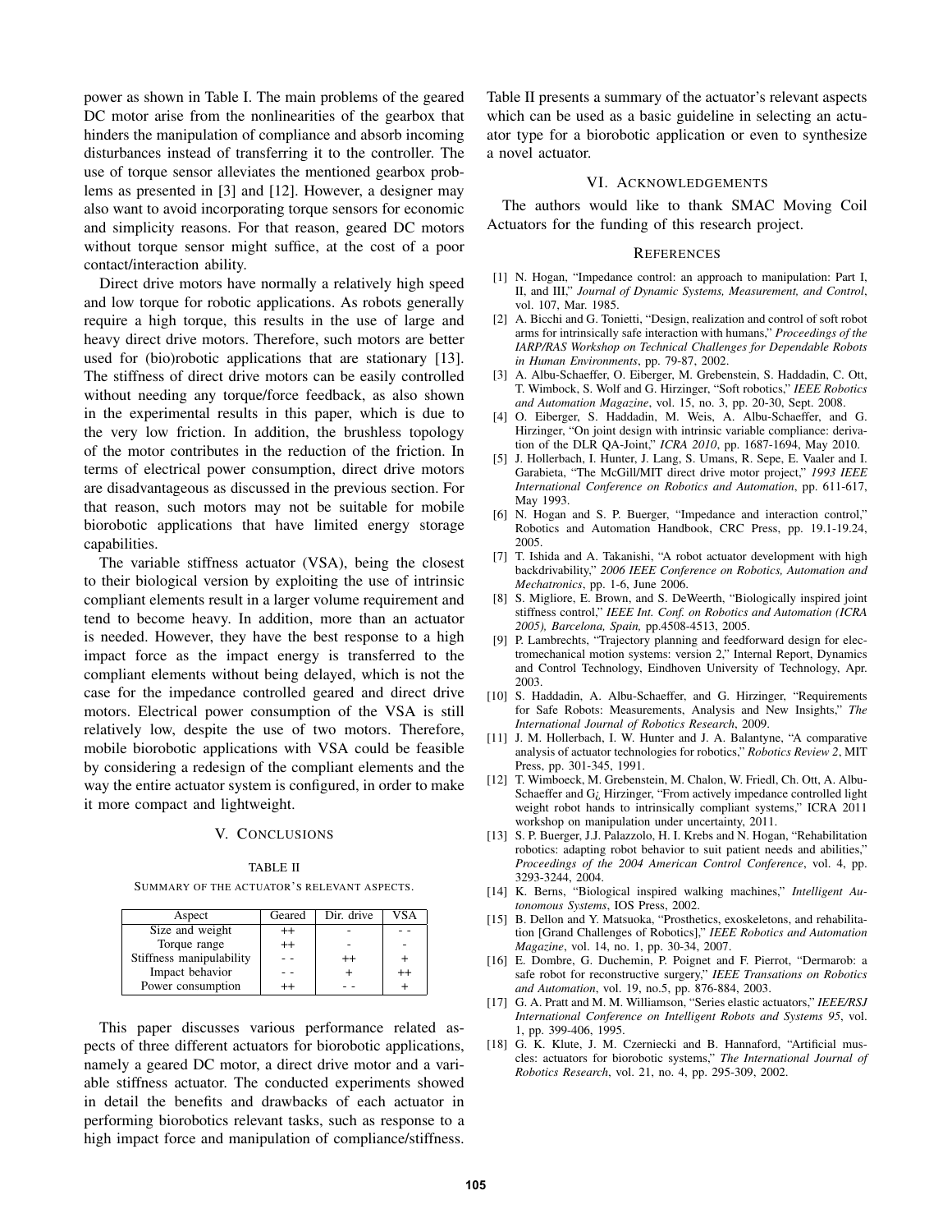power as shown in Table I. The main problems of the geared DC motor arise from the nonlinearities of the gearbox that hinders the manipulation of compliance and absorb incoming disturbances instead of transferring it to the controller. The use of torque sensor alleviates the mentioned gearbox problems as presented in [3] and [12]. However, a designer may also want to avoid incorporating torque sensors for economic and simplicity reasons. For that reason, geared DC motors without torque sensor might suffice, at the cost of a poor contact/interaction ability.

Direct drive motors have normally a relatively high speed and low torque for robotic applications. As robots generally require a high torque, this results in the use of large and heavy direct drive motors. Therefore, such motors are better used for (bio)robotic applications that are stationary [13]. The stiffness of direct drive motors can be easily controlled without needing any torque/force feedback, as also shown in the experimental results in this paper, which is due to the very low friction. In addition, the brushless topology of the motor contributes in the reduction of the friction. In terms of electrical power consumption, direct drive motors are disadvantageous as discussed in the previous section. For that reason, such motors may not be suitable for mobile biorobotic applications that have limited energy storage capabilities.

The variable stiffness actuator (VSA), being the closest to their biological version by exploiting the use of intrinsic compliant elements result in a larger volume requirement and tend to become heavy. In addition, more than an actuator is needed. However, they have the best response to a high impact force as the impact energy is transferred to the compliant elements without being delayed, which is not the case for the impedance controlled geared and direct drive motors. Electrical power consumption of the VSA is still relatively low, despite the use of two motors. Therefore, mobile biorobotic applications with VSA could be feasible by considering a redesign of the compliant elements and the way the entire actuator system is configured, in order to make it more compact and lightweight.

## V. Conclusions

TABLE II

Summary of the actuator's relevant aspects.

| Aspect | Geared | Dir. drive | VSA |
|---|---|---|---|
| Size and weight | ++ | - | - - |
| Torque range | ++ | - | - |
| Stiffness manipulability | - - | ++ | + |
| Impact behavior | - - | + | ++ |
| Power consumption | ++ | - - | + |

This paper discusses various performance related aspects of three different actuators for biorobotic applications, namely a geared DC motor, a direct drive motor and a variable stiffness actuator. The conducted experiments showed in detail the benefits and drawbacks of each actuator in performing biorobotics relevant tasks, such as response to a high impact force and manipulation of compliance/stiffness. Table II presents a summary of the actuator's relevant aspects which can be used as a basic guideline in selecting an actuator type for a biorobotic application or even to synthesize a novel actuator.

## VI. Acknowledgements

The authors would like to thank SMAC Moving Coil Actuators for the funding of this research project.

## References

[1] N. Hogan, "Impedance control: an approach to manipulation: Part I, II, and III," *Journal of Dynamic Systems, Measurement, and Control*, vol. 107, Mar. 1985.

[2] A. Bicchi and G. Tonietti, "Design, realization and control of soft robot arms for intrinsically safe interaction with humans," *Proceedings of the IARP/RAS Workshop on Technical Challenges for Dependable Robots in Human Environments*, pp. 79-87, 2002.

[3] A. Albu-Schaeffer, O. Eiberger, M. Grebenstein, S. Haddadin, C. Ott, T. Wimbock, S. Wolf and G. Hirzinger, "Soft robotics," *IEEE Robotics and Automation Magazine*, vol. 15, no. 3, pp. 20-30, Sept. 2008.

[4] O. Eiberger, S. Haddadin, M. Weis, A. Albu-Schaeffer, and G. Hirzinger, "On joint design with intrinsic variable compliance: derivation of the DLR QA-Joint," *ICRA 2010*, pp. 1687-1694, May 2010.

[5] J. Hollerbach, I. Hunter, J. Lang, S. Umans, R. Sepe, E. Vaaler and I. Garabieta, "The McGill/MIT direct drive motor project," *1993 IEEE International Conference on Robotics and Automation*, pp. 611-617, May 1993.

[6] N. Hogan and S. P. Buerger, "Impedance and interaction control," Robotics and Automation Handbook, CRC Press, pp. 19.1-19.24, 2005.

[7] T. Ishida and A. Takanishi, "A robot actuator development with high backdrivability," *2006 IEEE Conference on Robotics, Automation and Mechatronics*, pp. 1-6, June 2006.

[8] S. Migliore, E. Brown, and S. DeWeerth, "Biologically inspired joint stiffness control," *IEEE Int. Conf. on Robotics and Automation (ICRA 2005), Barcelona, Spain,* pp.4508-4513, 2005.

[9] P. Lambrechts, "Trajectory planning and feedforward design for electromechanical motion systems: version 2," Internal Report, Dynamics and Control Technology, Eindhoven University of Technology, Apr. 2003.

[10] S. Haddadin, A. Albu-Schaeffer, and G. Hirzinger, "Requirements for Safe Robots: Measurements, Analysis and New Insights," *The International Journal of Robotics Research*, 2009.

[11] J. M. Hollerbach, I. W. Hunter and J. A. Balantyne, "A comparative analysis of actuator technologies for robotics," *Robotics Review 2*, MIT Press, pp. 301-345, 1991.

[12] T. Wimboeck, M. Grebenstein, M. Chalon, W. Friedl, Ch. Ott, A. Albu-Schaeffer and G¿ Hirzinger, "From actively impedance controlled light weight robot hands to intrinsically compliant systems," ICRA 2011 workshop on manipulation under uncertainty, 2011.

[13] S. P. Buerger, J.J. Palazzolo, H. I. Krebs and N. Hogan, "Rehabilitation robotics: adapting robot behavior to suit patient needs and abilities," *Proceedings of the 2004 American Control Conference*, vol. 4, pp. 3293-3244, 2004.

[14] K. Berns, "Biological inspired walking machines," *Intelligent Autonomous Systems*, IOS Press, 2002.

[15] B. Dellon and Y. Matsuoka, "Prosthetics, exoskeletons, and rehabilitation [Grand Challenges of Robotics]," *IEEE Robotics and Automation Magazine*, vol. 14, no. 1, pp. 30-34, 2007.

[16] E. Dombre, G. Duchemin, P. Poignet and F. Pierrot, "Dermarob: a safe robot for reconstructive surgery," *IEEE Transations on Robotics and Automation*, vol. 19, no.5, pp. 876-884, 2003.

[17] G. A. Pratt and M. M. Williamson, "Series elastic actuators," *IEEE/RSJ International Conference on Intelligent Robots and Systems 95*, vol. 1, pp. 399-406, 1995.

[18] G. K. Klute, J. M. Czerniecki and B. Hannaford, "Artificial muscles: actuators for biorobotic systems," *The International Journal of Robotics Research*, vol. 21, no. 4, pp. 295-309, 2002.